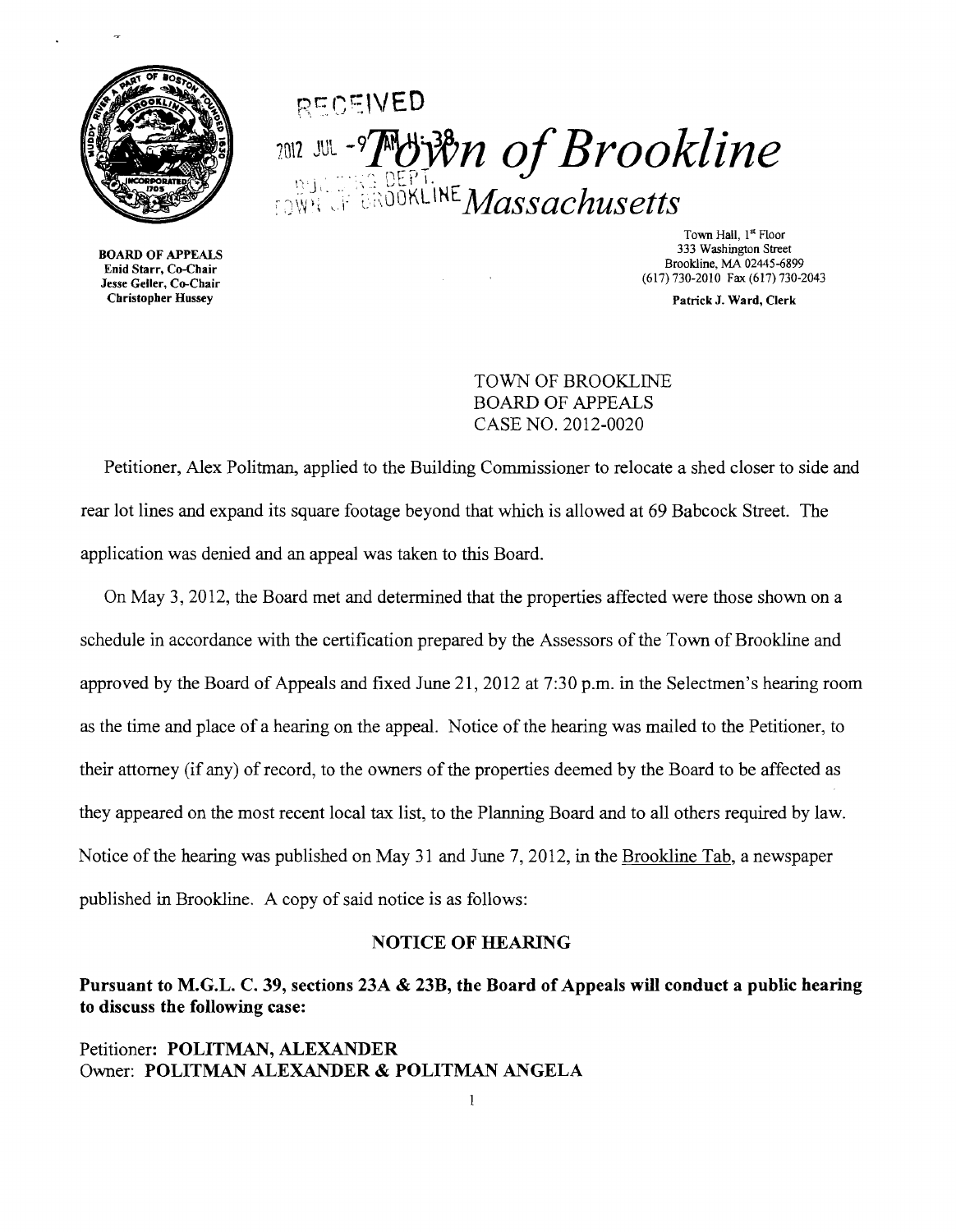RECEIVED

2012 JUL -9 AM 11:38

# Town of Brookline

BUILDING DEPT.
TOWN OF BROOKLINE

## Massachusetts

BOARD OF APPEALS
Enid Starr, Co-Chair
Jesse Geller, Co-Chair
Christopher Hussey

Town Hall, 1st Floor
333 Washington Street
Brookline, MA 02445-6899
(617) 730-2010 Fax (617) 730-2043

Patrick J. Ward, Clerk

TOWN OF BROOKLINE
BOARD OF APPEALS
CASE NO. 2012-0020

Petitioner, Alex Politman, applied to the Building Commissioner to relocate a shed closer to side and rear lot lines and expand its square footage beyond that which is allowed at 69 Babcock Street. The application was denied and an appeal was taken to this Board.

On May 3, 2012, the Board met and determined that the properties affected were those shown on a schedule in accordance with the certification prepared by the Assessors of the Town of Brookline and approved by the Board of Appeals and fixed June 21, 2012 at 7:30 p.m. in the Selectmen's hearing room as the time and place of a hearing on the appeal. Notice of the hearing was mailed to the Petitioner, to their attorney (if any) of record, to the owners of the properties deemed by the Board to be affected as they appeared on the most recent local tax list, to the Planning Board and to all others required by law. Notice of the hearing was published on May 31 and June 7, 2012, in the Brookline Tab, a newspaper published in Brookline. A copy of said notice is as follows:

**NOTICE OF HEARING**

**Pursuant to M.G.L. C. 39, sections 23A & 23B, the Board of Appeals will conduct a public hearing to discuss the following case:**

Petitioner: **POLITMAN, ALEXANDER**
Owner: **POLITMAN ALEXANDER & POLITMAN ANGELA**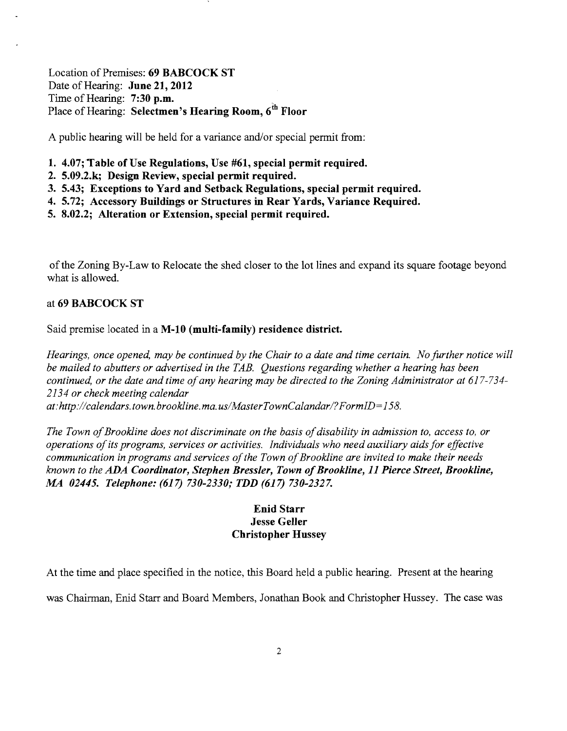Location of Premises: **69 BABCOCK ST**
Date of Hearing: **June 21, 2012**
Time of Hearing: **7:30 p.m.**
Place of Hearing: **Selectmen's Hearing Room, 6th Floor**

A public hearing will be held for a variance and/or special permit from:

1. **4.07; Table of Use Regulations, Use #61, special permit required.**
2. **5.09.2.k; Design Review, special permit required.**
3. **5.43; Exceptions to Yard and Setback Regulations, special permit required.**
4. **5.72; Accessory Buildings or Structures in Rear Yards, Variance Required.**
5. **8.02.2; Alteration or Extension, special permit required.**

of the Zoning By-Law to Relocate the shed closer to the lot lines and expand its square footage beyond what is allowed.

at **69 BABCOCK ST**

Said premise located in a **M-10 (multi-family) residence district.**

*Hearings, once opened, may be continued by the Chair to a date and time certain. No further notice will be mailed to abutters or advertised in the TAB. Questions regarding whether a hearing has been continued, or the date and time of any hearing may be directed to the Zoning Administrator at 617-734-2134 or check meeting calendar at:http://calendars.town.brookline.ma.us/MasterTownCalandar/?FormID=158.*

*The Town of Brookline does not discriminate on the basis of disability in admission to, access to, or operations of its programs, services or activities. Individuals who need auxiliary aids for effective communication in programs and services of the Town of Brookline are invited to make their needs known to the* ***ADA Coordinator, Stephen Bressler, Town of Brookline, 11 Pierce Street, Brookline, MA 02445. Telephone: (617) 730-2330; TDD (617) 730-2327.***

**Enid Starr**
**Jesse Geller**
**Christopher Hussey**

At the time and place specified in the notice, this Board held a public hearing. Present at the hearing was Chairman, Enid Starr and Board Members, Jonathan Book and Christopher Hussey. The case was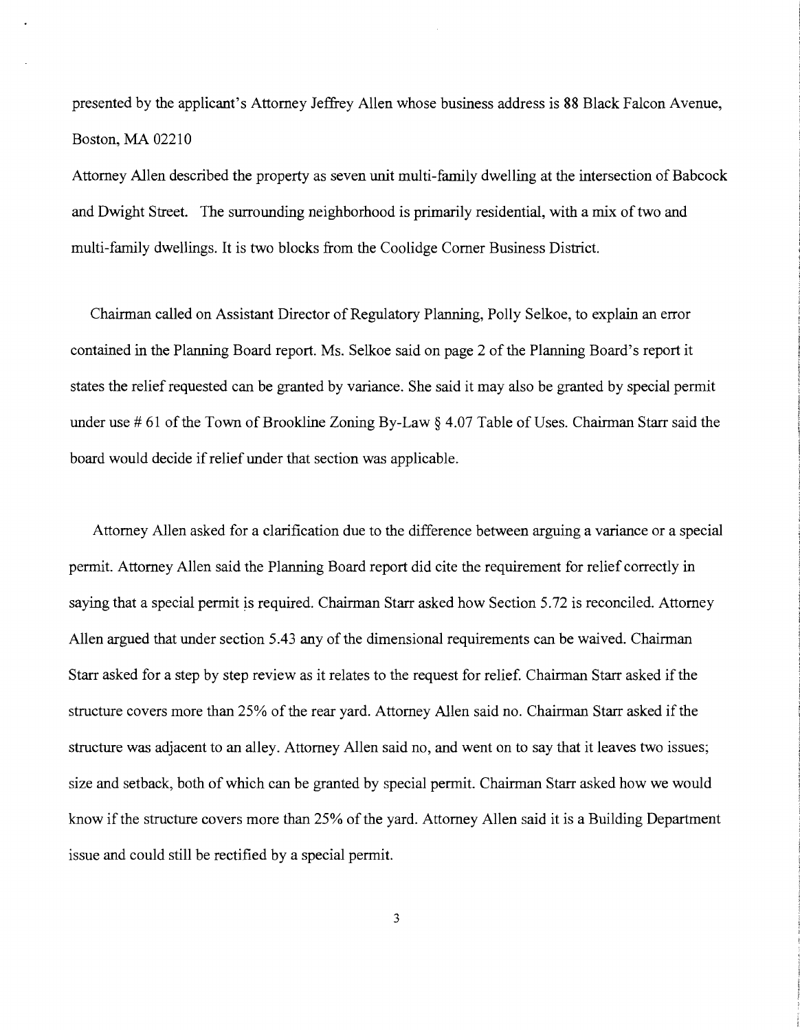presented by the applicant's Attorney Jeffrey Allen whose business address is 88 Black Falcon Avenue, Boston, MA 02210

Attorney Allen described the property as seven unit multi-family dwelling at the intersection of Babcock and Dwight Street. The surrounding neighborhood is primarily residential, with a mix of two and multi-family dwellings. It is two blocks from the Coolidge Corner Business District.

Chairman called on Assistant Director of Regulatory Planning, Polly Selkoe, to explain an error contained in the Planning Board report. Ms. Selkoe said on page 2 of the Planning Board's report it states the relief requested can be granted by variance. She said it may also be granted by special permit under use # 61 of the Town of Brookline Zoning By-Law § 4.07 Table of Uses. Chairman Starr said the board would decide if relief under that section was applicable.

Attorney Allen asked for a clarification due to the difference between arguing a variance or a special permit. Attorney Allen said the Planning Board report did cite the requirement for relief correctly in saying that a special permit is required. Chairman Starr asked how Section 5.72 is reconciled. Attorney Allen argued that under section 5.43 any of the dimensional requirements can be waived. Chairman Starr asked for a step by step review as it relates to the request for relief. Chairman Starr asked if the structure covers more than 25% of the rear yard. Attorney Allen said no. Chairman Starr asked if the structure was adjacent to an alley. Attorney Allen said no, and went on to say that it leaves two issues; size and setback, both of which can be granted by special permit. Chairman Starr asked how we would know if the structure covers more than 25% of the yard. Attorney Allen said it is a Building Department issue and could still be rectified by a special permit.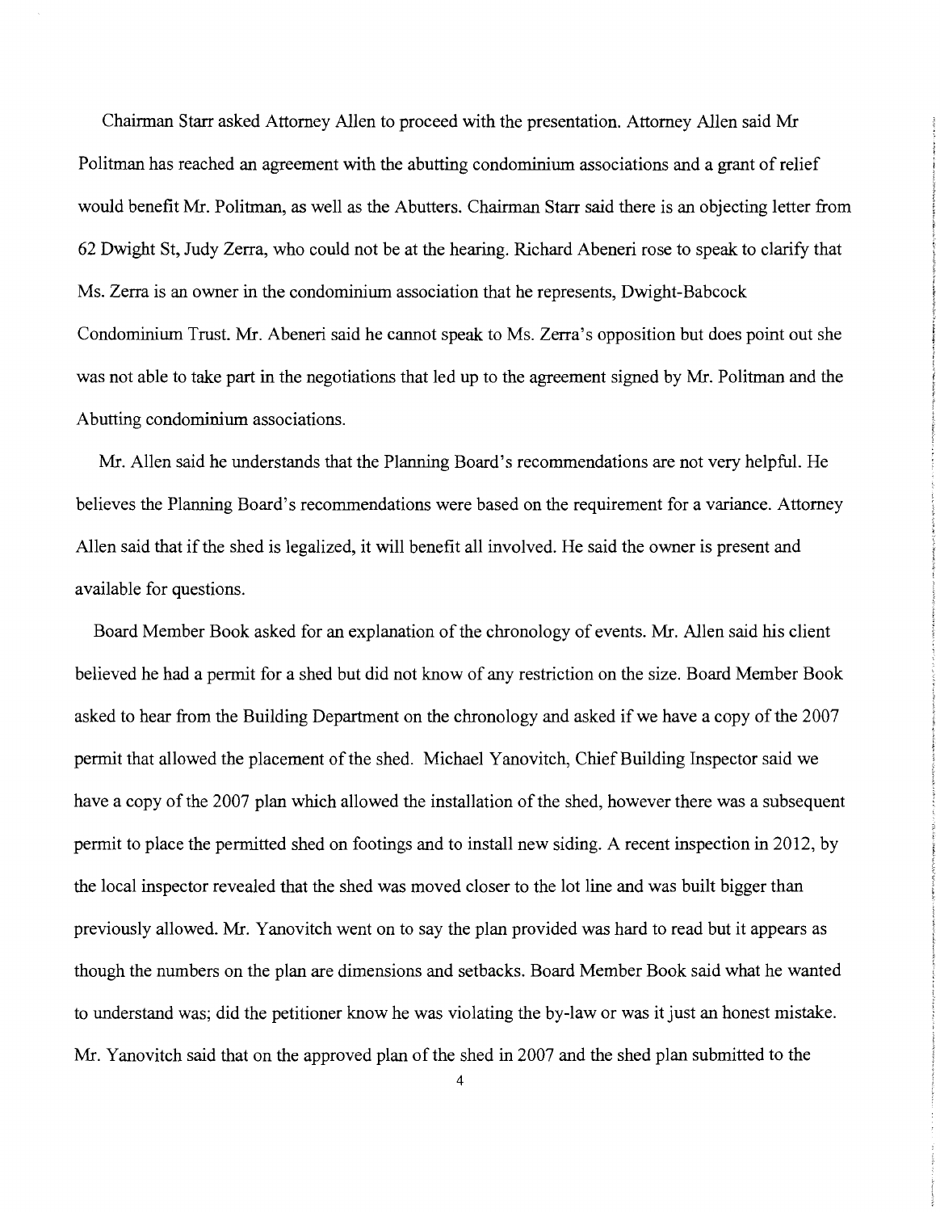Chairman Starr asked Attorney Allen to proceed with the presentation. Attorney Allen said Mr Politman has reached an agreement with the abutting condominium associations and a grant of relief would benefit Mr. Politman, as well as the Abutters. Chairman Starr said there is an objecting letter from 62 Dwight St, Judy Zerra, who could not be at the hearing. Richard Abeneri rose to speak to clarify that Ms. Zerra is an owner in the condominium association that he represents, Dwight-Babcock Condominium Trust. Mr. Abeneri said he cannot speak to Ms. Zerra's opposition but does point out she was not able to take part in the negotiations that led up to the agreement signed by Mr. Politman and the Abutting condominium associations.

Mr. Allen said he understands that the Planning Board's recommendations are not very helpful. He believes the Planning Board's recommendations were based on the requirement for a variance. Attorney Allen said that if the shed is legalized, it will benefit all involved. He said the owner is present and available for questions.

Board Member Book asked for an explanation of the chronology of events. Mr. Allen said his client believed he had a permit for a shed but did not know of any restriction on the size. Board Member Book asked to hear from the Building Department on the chronology and asked if we have a copy of the 2007 permit that allowed the placement of the shed. Michael Yanovitch, Chief Building Inspector said we have a copy of the 2007 plan which allowed the installation of the shed, however there was a subsequent permit to place the permitted shed on footings and to install new siding. A recent inspection in 2012, by the local inspector revealed that the shed was moved closer to the lot line and was built bigger than previously allowed. Mr. Yanovitch went on to say the plan provided was hard to read but it appears as though the numbers on the plan are dimensions and setbacks. Board Member Book said what he wanted to understand was; did the petitioner know he was violating the by-law or was it just an honest mistake. Mr. Yanovitch said that on the approved plan of the shed in 2007 and the shed plan submitted to the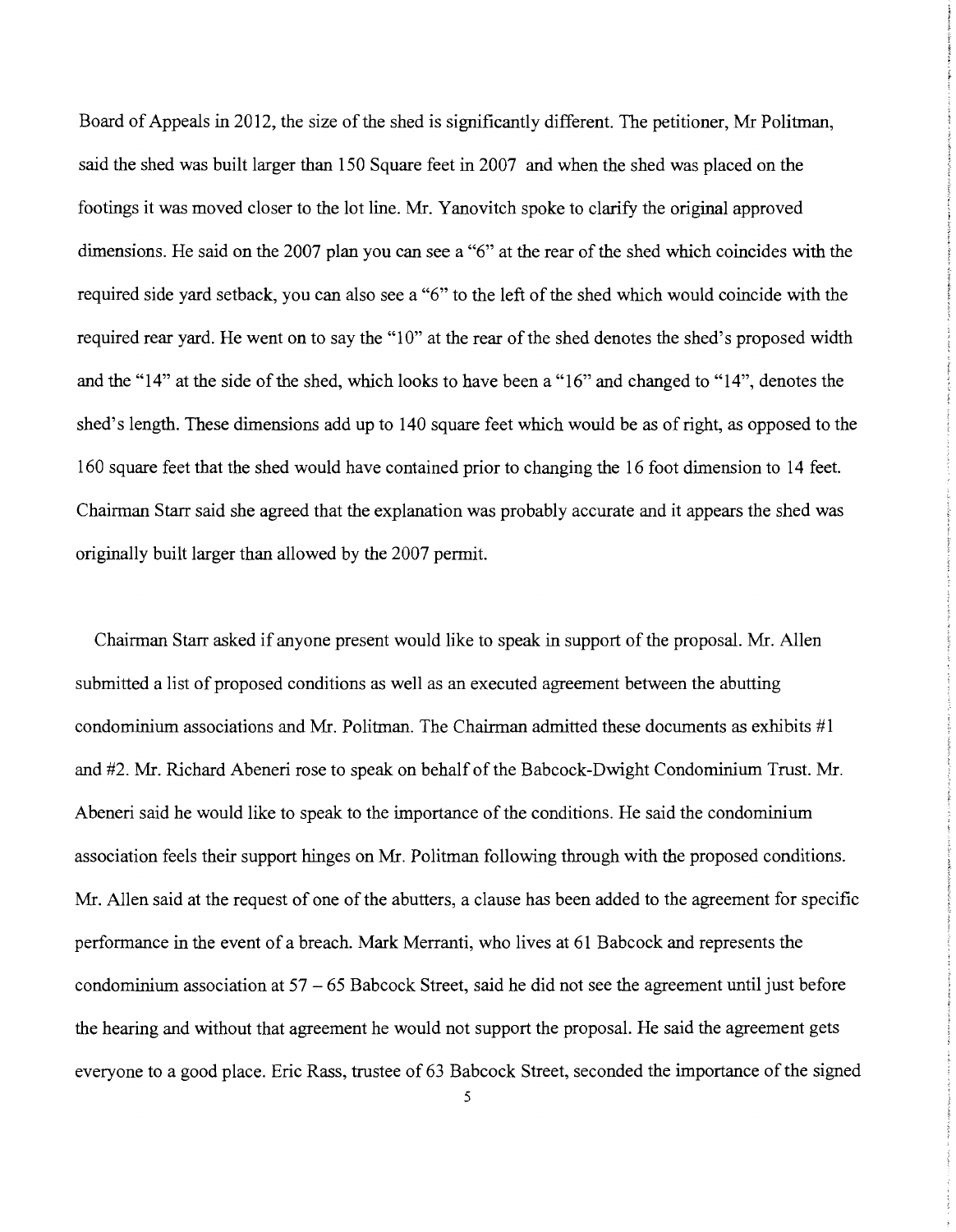Board of Appeals in 2012, the size of the shed is significantly different. The petitioner, Mr Politman, said the shed was built larger than 150 Square feet in 2007 and when the shed was placed on the footings it was moved closer to the lot line. Mr. Yanovitch spoke to clarify the original approved dimensions. He said on the 2007 plan you can see a "6" at the rear of the shed which coincides with the required side yard setback, you can also see a "6" to the left of the shed which would coincide with the required rear yard. He went on to say the "10" at the rear of the shed denotes the shed's proposed width and the "14" at the side of the shed, which looks to have been a "16" and changed to "14", denotes the shed's length. These dimensions add up to 140 square feet which would be as of right, as opposed to the 160 square feet that the shed would have contained prior to changing the 16 foot dimension to 14 feet. Chairman Starr said she agreed that the explanation was probably accurate and it appears the shed was originally built larger than allowed by the 2007 permit.

Chairman Starr asked if anyone present would like to speak in support of the proposal. Mr. Allen submitted a list of proposed conditions as well as an executed agreement between the abutting condominium associations and Mr. Politman. The Chairman admitted these documents as exhibits #1 and #2. Mr. Richard Abeneri rose to speak on behalf of the Babcock-Dwight Condominium Trust. Mr. Abeneri said he would like to speak to the importance of the conditions. He said the condominium association feels their support hinges on Mr. Politman following through with the proposed conditions. Mr. Allen said at the request of one of the abutters, a clause has been added to the agreement for specific performance in the event of a breach. Mark Merranti, who lives at 61 Babcock and represents the condominium association at 57 – 65 Babcock Street, said he did not see the agreement until just before the hearing and without that agreement he would not support the proposal. He said the agreement gets everyone to a good place. Eric Rass, trustee of 63 Babcock Street, seconded the importance of the signed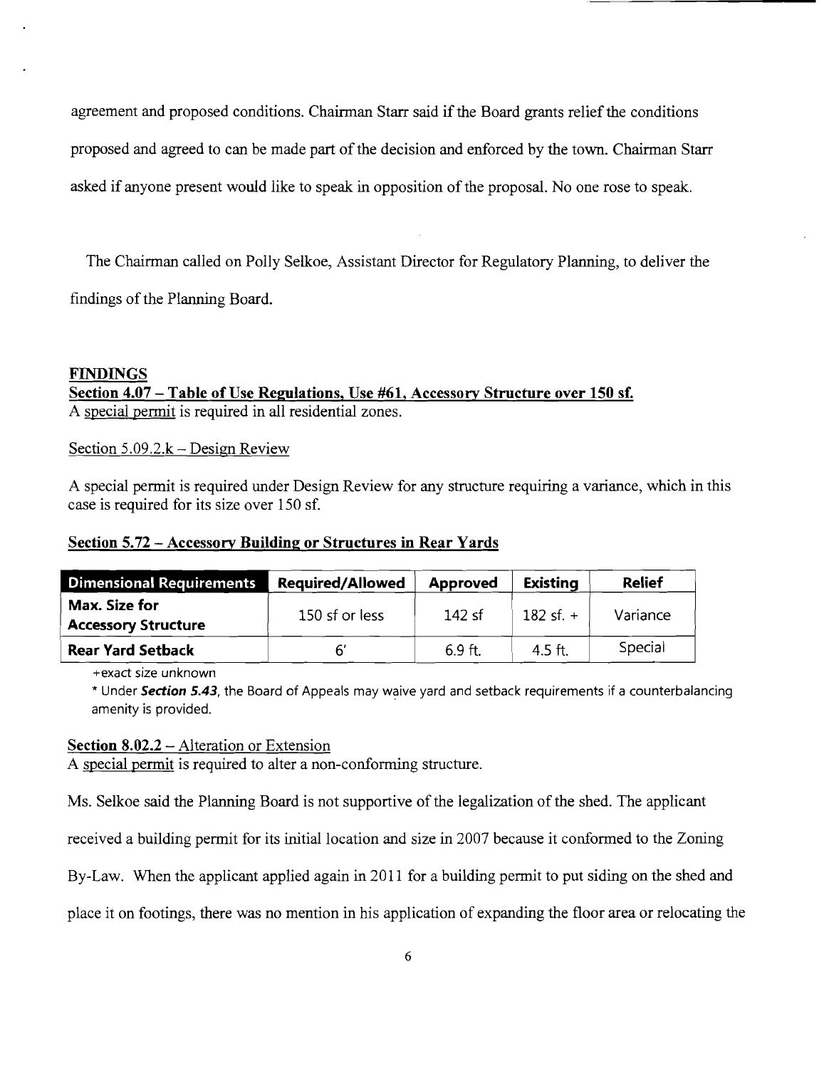agreement and proposed conditions. Chairman Starr said if the Board grants relief the conditions proposed and agreed to can be made part of the decision and enforced by the town. Chairman Starr asked if anyone present would like to speak in opposition of the proposal. No one rose to speak.

The Chairman called on Polly Selkoe, Assistant Director for Regulatory Planning, to deliver the findings of the Planning Board.

**FINDINGS**

**Section 4.07 – Table of Use Regulations, Use #61, Accessory Structure over 150 sf.**

A special permit is required in all residential zones.

Section 5.09.2.k – Design Review

A special permit is required under Design Review for any structure requiring a variance, which in this case is required for its size over 150 sf.

**Section 5.72 – Accessory Building or Structures in Rear Yards**

| Dimensional Requirements | Required/Allowed | Approved | Existing | Relief |
|---|---|---|---|---|
| **Max. Size for Accessory Structure** | 150 sf or less | 142 sf | 182 sf. + | Variance |
| **Rear Yard Setback** | 6' | 6.9 ft. | 4.5 ft. | Special |

+exact size unknown

\* Under ***Section 5.43***, the Board of Appeals may waive yard and setback requirements if a counterbalancing amenity is provided.

**Section 8.02.2** – Alteration or Extension

A special permit is required to alter a non-conforming structure.

Ms. Selkoe said the Planning Board is not supportive of the legalization of the shed. The applicant received a building permit for its initial location and size in 2007 because it conformed to the Zoning By-Law. When the applicant applied again in 2011 for a building permit to put siding on the shed and place it on footings, there was no mention in his application of expanding the floor area or relocating the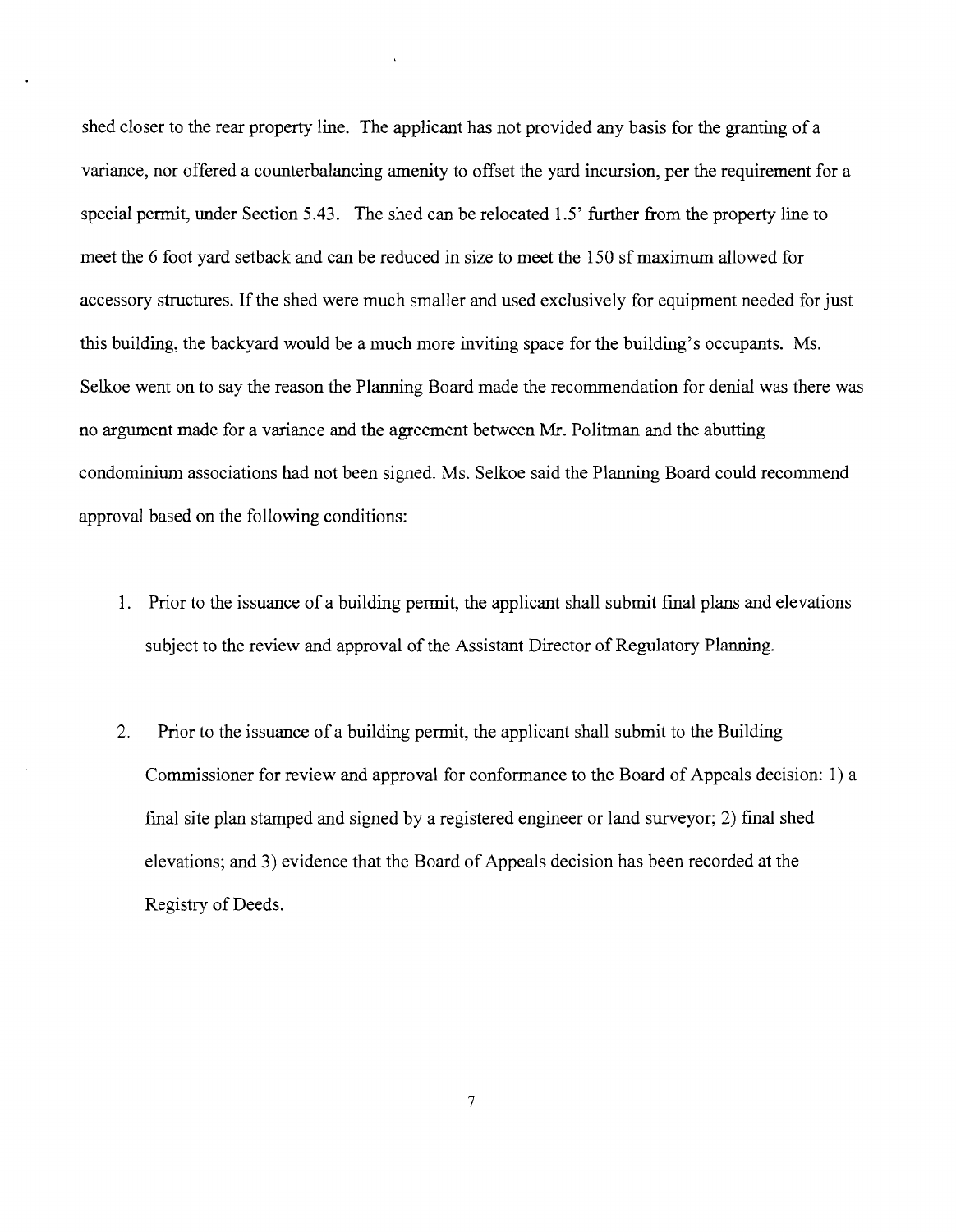shed closer to the rear property line. The applicant has not provided any basis for the granting of a variance, nor offered a counterbalancing amenity to offset the yard incursion, per the requirement for a special permit, under Section 5.43. The shed can be relocated 1.5' further from the property line to meet the 6 foot yard setback and can be reduced in size to meet the 150 sf maximum allowed for accessory structures. If the shed were much smaller and used exclusively for equipment needed for just this building, the backyard would be a much more inviting space for the building's occupants. Ms. Selkoe went on to say the reason the Planning Board made the recommendation for denial was there was no argument made for a variance and the agreement between Mr. Politman and the abutting condominium associations had not been signed. Ms. Selkoe said the Planning Board could recommend approval based on the following conditions:

1. Prior to the issuance of a building permit, the applicant shall submit final plans and elevations subject to the review and approval of the Assistant Director of Regulatory Planning.

2. Prior to the issuance of a building permit, the applicant shall submit to the Building Commissioner for review and approval for conformance to the Board of Appeals decision: 1) a final site plan stamped and signed by a registered engineer or land surveyor; 2) final shed elevations; and 3) evidence that the Board of Appeals decision has been recorded at the Registry of Deeds.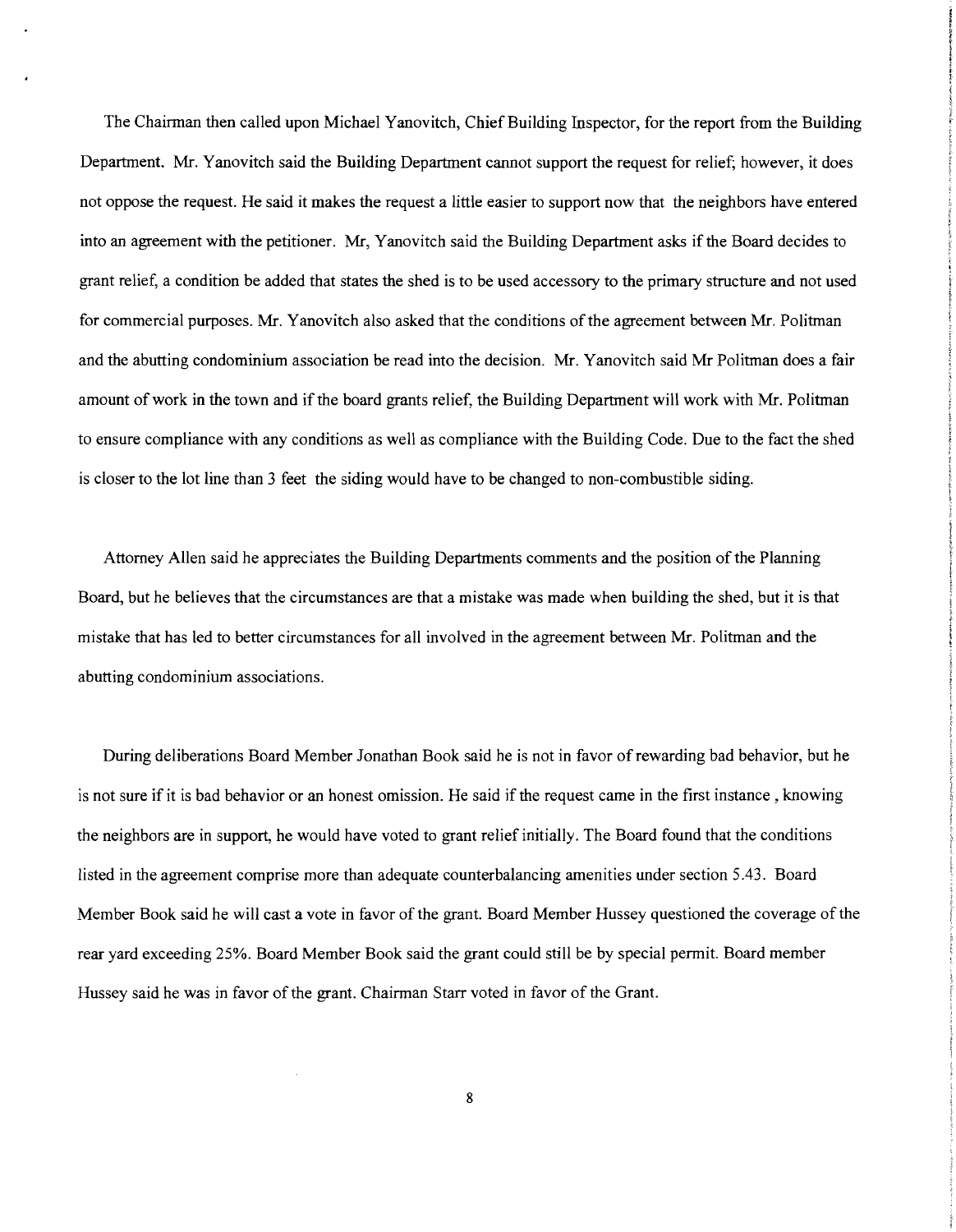The Chairman then called upon Michael Yanovitch, Chief Building Inspector, for the report from the Building Department. Mr. Yanovitch said the Building Department cannot support the request for relief; however, it does not oppose the request. He said it makes the request a little easier to support now that the neighbors have entered into an agreement with the petitioner. Mr, Yanovitch said the Building Department asks if the Board decides to grant relief, a condition be added that states the shed is to be used accessory to the primary structure and not used for commercial purposes. Mr. Yanovitch also asked that the conditions of the agreement between Mr. Politman and the abutting condominium association be read into the decision. Mr. Yanovitch said Mr Politman does a fair amount of work in the town and if the board grants relief, the Building Department will work with Mr. Politman to ensure compliance with any conditions as well as compliance with the Building Code. Due to the fact the shed is closer to the lot line than 3 feet the siding would have to be changed to non-combustible siding.

Attorney Allen said he appreciates the Building Departments comments and the position of the Planning Board, but he believes that the circumstances are that a mistake was made when building the shed, but it is that mistake that has led to better circumstances for all involved in the agreement between Mr. Politman and the abutting condominium associations.

During deliberations Board Member Jonathan Book said he is not in favor of rewarding bad behavior, but he is not sure if it is bad behavior or an honest omission. He said if the request came in the first instance , knowing the neighbors are in support, he would have voted to grant relief initially. The Board found that the conditions listed in the agreement comprise more than adequate counterbalancing amenities under section 5.43. Board Member Book said he will cast a vote in favor of the grant. Board Member Hussey questioned the coverage of the rear yard exceeding 25%. Board Member Book said the grant could still be by special permit. Board member Hussey said he was in favor of the grant. Chairman Starr voted in favor of the Grant.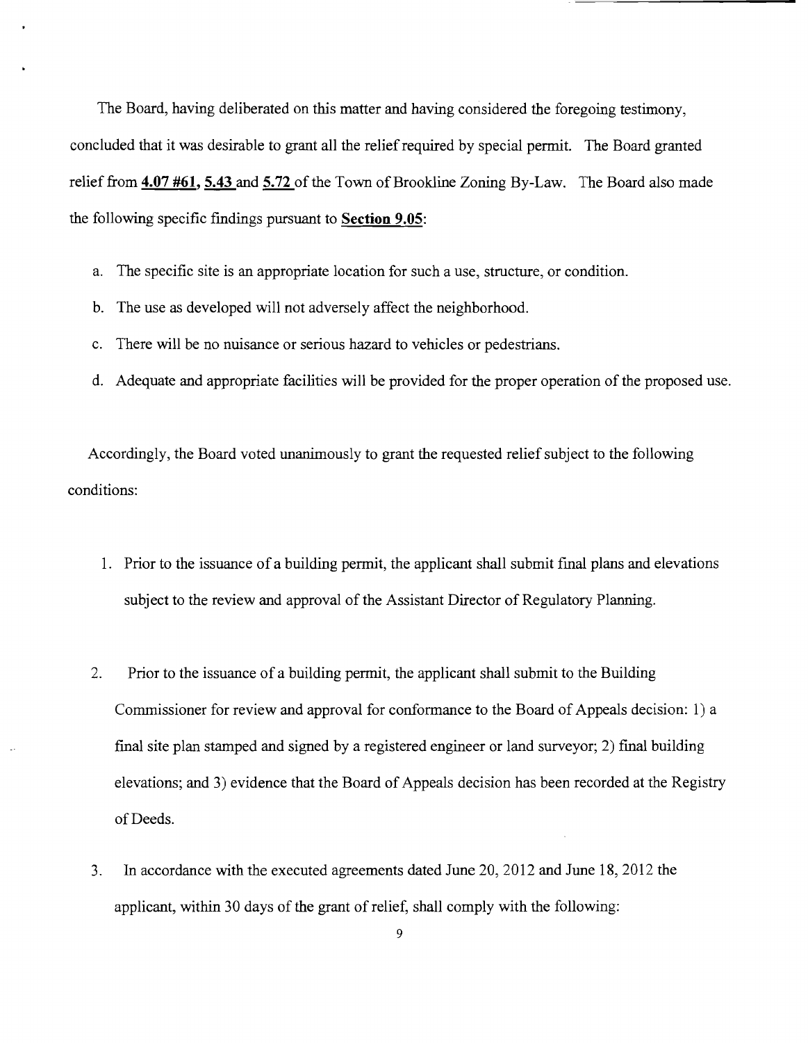The Board, having deliberated on this matter and having considered the foregoing testimony, concluded that it was desirable to grant all the relief required by special permit. The Board granted relief from **4.07 #61, 5.43** and **5.72** of the Town of Brookline Zoning By-Law. The Board also made the following specific findings pursuant to **Section 9.05**:

a. The specific site is an appropriate location for such a use, structure, or condition.

b. The use as developed will not adversely affect the neighborhood.

c. There will be no nuisance or serious hazard to vehicles or pedestrians.

d. Adequate and appropriate facilities will be provided for the proper operation of the proposed use.

Accordingly, the Board voted unanimously to grant the requested relief subject to the following conditions:

1. Prior to the issuance of a building permit, the applicant shall submit final plans and elevations subject to the review and approval of the Assistant Director of Regulatory Planning.

2. Prior to the issuance of a building permit, the applicant shall submit to the Building Commissioner for review and approval for conformance to the Board of Appeals decision: 1) a final site plan stamped and signed by a registered engineer or land surveyor; 2) final building elevations; and 3) evidence that the Board of Appeals decision has been recorded at the Registry of Deeds.

3. In accordance with the executed agreements dated June 20, 2012 and June 18, 2012 the applicant, within 30 days of the grant of relief, shall comply with the following: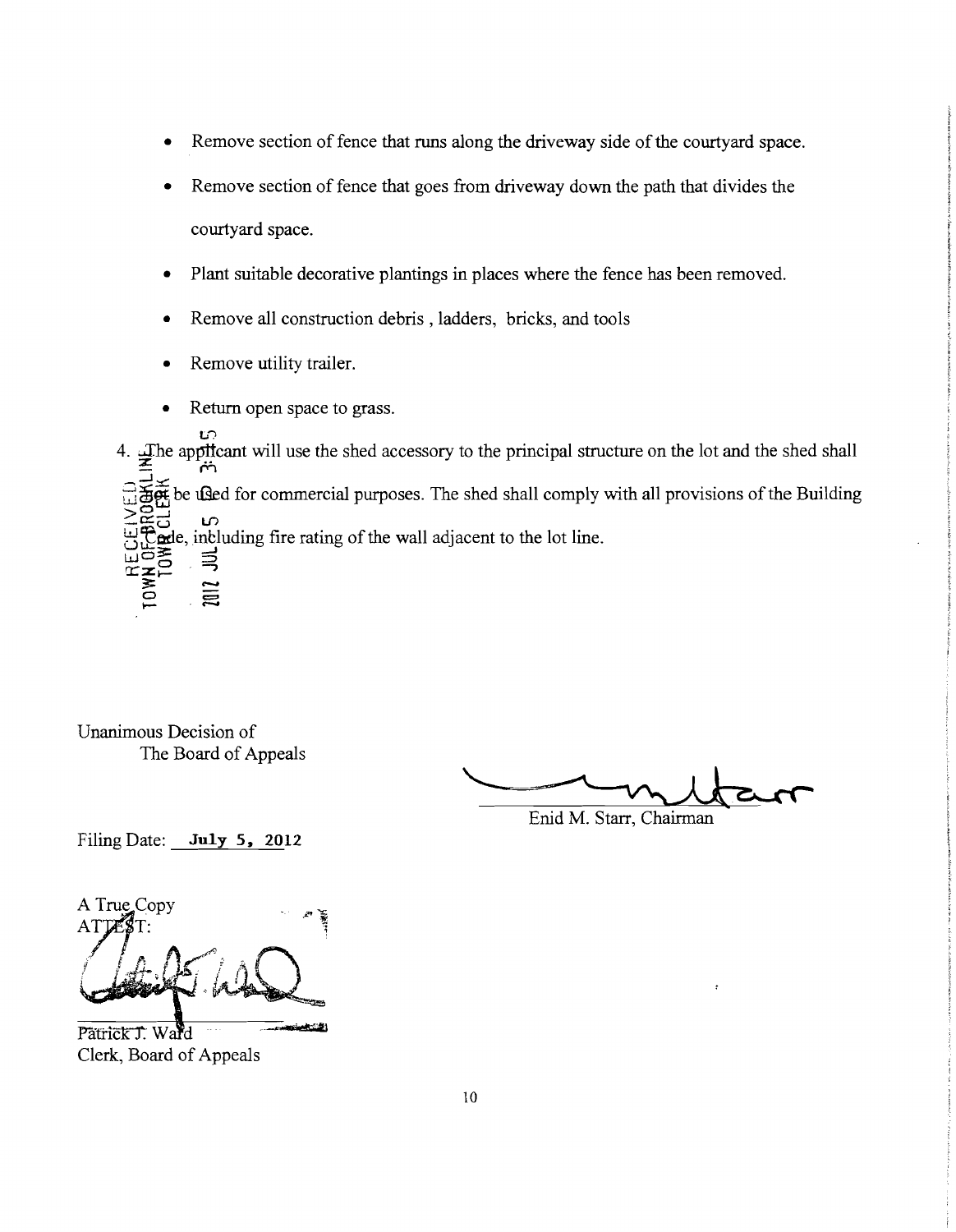- Remove section of fence that runs along the driveway side of the courtyard space.
- Remove section of fence that goes from driveway down the path that divides the courtyard space.
- Plant suitable decorative plantings in places where the fence has been removed.
- Remove all construction debris , ladders, bricks, and tools
- Remove utility trailer.
- Return open space to grass.

4. The applicant will use the shed accessory to the principal structure on the lot and the shed shall not be used for commercial purposes. The shed shall comply with all provisions of the Building Code, including fire rating of the wall adjacent to the lot line.

RECEIVED TOWN OF BROOKLINE TOWN CLERK 2012 JUL 5 3:55

Unanimous Decision of
The Board of Appeals

Enid M. Starr, Chairman

Filing Date: **July 5, 2012**

A True Copy
ATTEST:

Patrick J. Ward
Clerk, Board of Appeals